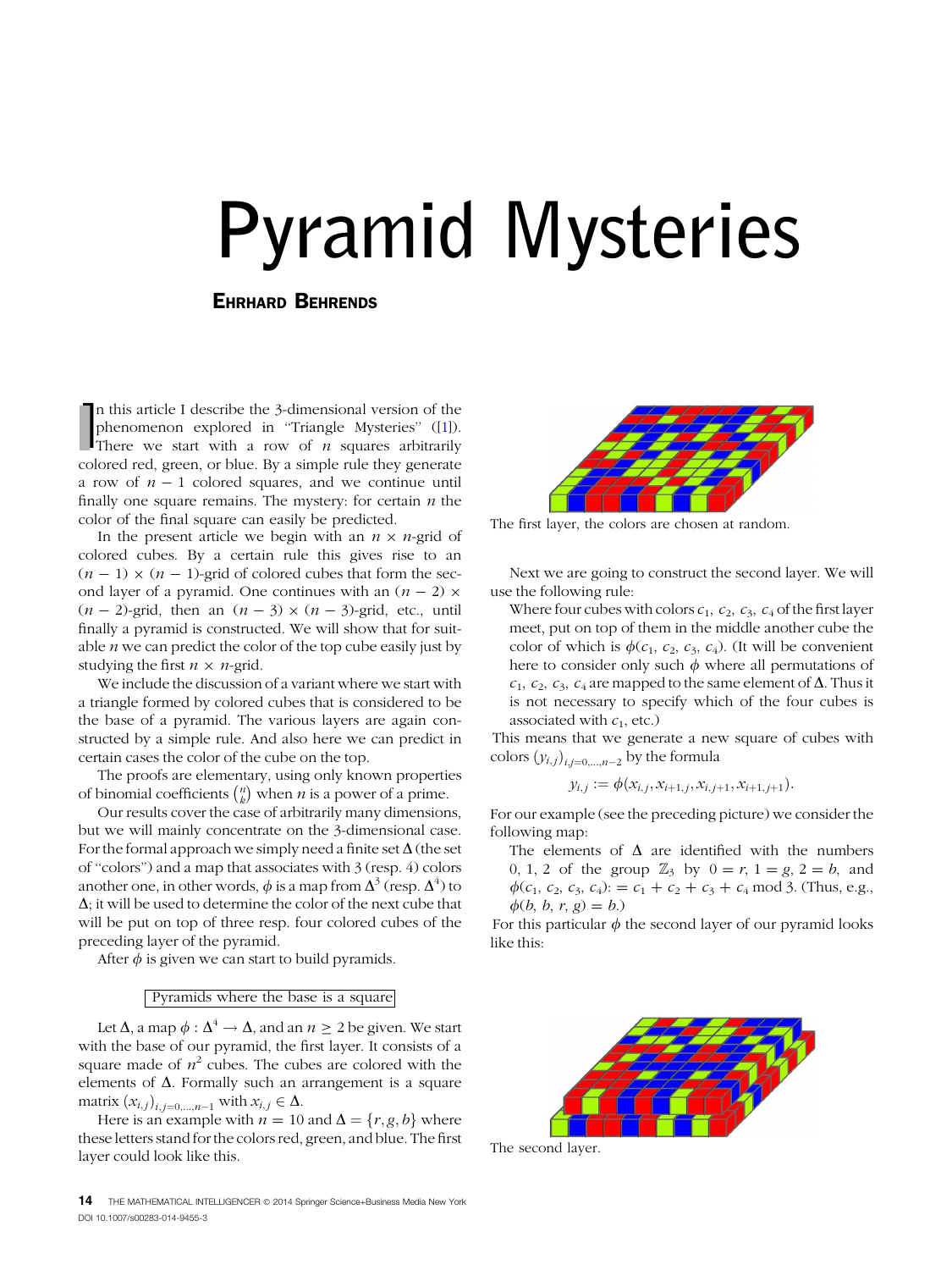# Pyramid Mysteries

**Ehrhard Behrends**

In this article I describe the 3-dimensional version of the phenomenon explored in "Triangle Mysteries" ([1]). There we start with a row of $n$ squares arbitrarily colored red, green, or blue. By a simple rule they generate a row of $n-1$ colored squares, and we continue until finally one square remains. The mystery: for certain $n$ the color of the final square can easily be predicted.

In the present article we begin with an $n \times n$-grid of colored cubes. By a certain rule this gives rise to an $(n-1) \times (n-1)$-grid of colored cubes that form the second layer of a pyramid. One continues with an $(n-2) \times (n-2)$-grid, then an $(n-3) \times (n-3)$-grid, etc., until finally a pyramid is constructed. We will show that for suitable $n$ we can predict the color of the top cube easily just by studying the first $n \times n$-grid.

We include the discussion of a variant where we start with a triangle formed by colored cubes that is considered to be the base of a pyramid. The various layers are again constructed by a simple rule. And also here we can predict in certain cases the color of the cube on the top.

The proofs are elementary, using only known properties of binomial coefficients $\binom{n}{k}$ when $n$ is a power of a prime.

Our results cover the case of arbitrarily many dimensions, but we will mainly concentrate on the 3-dimensional case. For the formal approach we simply need a finite set $\Delta$ (the set of "colors") and a map that associates with 3 (resp. 4) colors another one, in other words, $\phi$ is a map from $\Delta^3$ (resp. $\Delta^4$) to $\Delta$; it will be used to determine the color of the next cube that will be put on top of three resp. four colored cubes of the preceding layer of the pyramid.

After $\phi$ is given we can start to build pyramids.

## Pyramids where the base is a square

Let $\Delta$, a map $\phi : \Delta^4 \to \Delta$, and an $n \geq 2$ be given. We start with the base of our pyramid, the first layer. It consists of a square made of $n^2$ cubes. The cubes are colored with the elements of $\Delta$. Formally such an arrangement is a square matrix $(x_{i,j})_{i,j=0,\ldots,n-1}$ with $x_{i,j} \in \Delta$.

Here is an example with $n = 10$ and $\Delta = \{r, g, b\}$ where these letters stand for the colors red, green, and blue. The first layer could look like this.

The first layer, the colors are chosen at random.

Next we are going to construct the second layer. We will use the following rule:

> Where four cubes with colors $c_1$, $c_2$, $c_3$, $c_4$ of the first layer meet, put on top of them in the middle another cube the color of which is $\phi(c_1, c_2, c_3, c_4)$. (It will be convenient here to consider only such $\phi$ where all permutations of $c_1$, $c_2$, $c_3$, $c_4$ are mapped to the same element of $\Delta$. Thus it is not necessary to specify which of the four cubes is associated with $c_1$, etc.)

This means that we generate a new square of cubes with colors $(y_{i,j})_{i,j=0,\ldots,n-2}$ by the formula

$$y_{i,j} := \phi(x_{i,j}, x_{i+1,j}, x_{i,j+1}, x_{i+1,j+1}).$$

For our example (see the preceding picture) we consider the following map:

> The elements of $\Delta$ are identified with the numbers 0, 1, 2 of the group $\mathbb{Z}_3$ by $0 = r$, $1 = g$, $2 = b$, and $\phi(c_1, c_2, c_3, c_4) := c_1 + c_2 + c_3 + c_4 \bmod 3$. (Thus, e.g., $\phi(b, b, r, g) = b$.)

For this particular $\phi$ the second layer of our pyramid looks like this:

The second layer.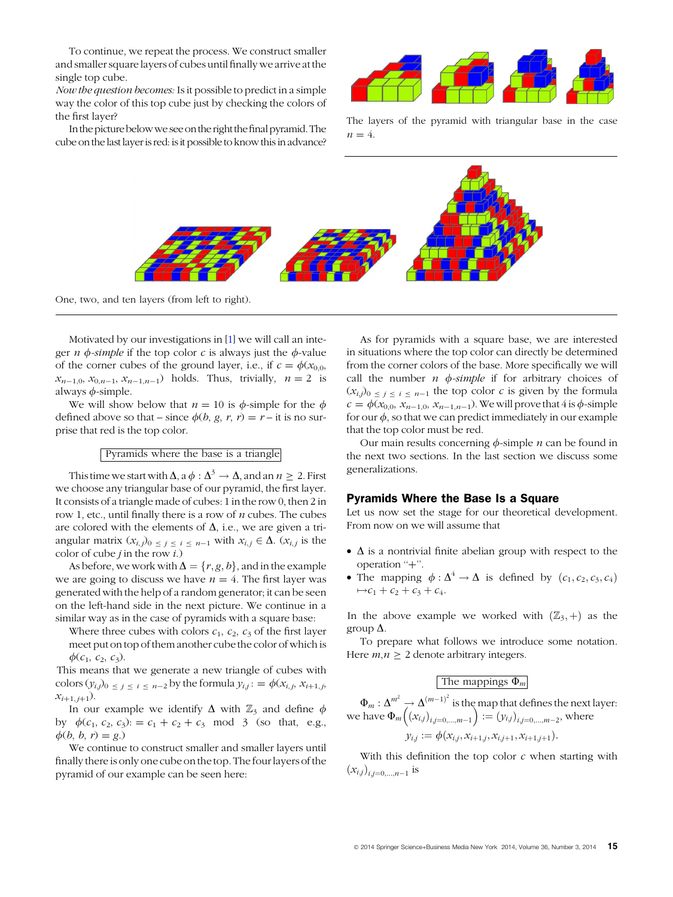To continue, we repeat the process. We construct smaller and smaller square layers of cubes until finally we arrive at the single top cube.

*Now the question becomes:* Is it possible to predict in a simple way the color of this top cube just by checking the colors of the first layer?

In the picture below we see on the right the final pyramid. The cube on the last layer is red: is it possible to know this in advance?

The layers of the pyramid with triangular base in the case $n = 4$.

One, two, and ten layers (from left to right).

Motivated by our investigations in [1] we will call an integer $n$ *$\phi$-simple* if the top color $c$ is always just the $\phi$-value of the corner cubes of the ground layer, i.e., if $c = \phi(x_{0,0}, x_{n-1,0}, x_{0,n-1}, x_{n-1,n-1})$ holds. Thus, trivially, $n = 2$ is always $\phi$-simple.

We will show below that $n = 10$ is $\phi$-simple for the $\phi$ defined above so that – since $\phi(b, g, r, r) = r$ – it is no surprise that red is the top color.

Pyramids where the base is a triangle

This time we start with $\Delta$, a $\phi : \Delta^3 \to \Delta$, and an $n \geq 2$. First we choose any triangular base of our pyramid, the first layer. It consists of a triangle made of cubes: 1 in the row 0, then 2 in row 1, etc., until finally there is a row of $n$ cubes. The cubes are colored with the elements of $\Delta$, i.e., we are given a triangular matrix $(x_{i,j})_{0 \leq j \leq i \leq n-1}$ with $x_{i,j} \in \Delta$. ($x_{i,j}$ is the color of cube $j$ in the row $i$.)

As before, we work with $\Delta = \{r, g, b\}$, and in the example we are going to discuss we have $n = 4$. The first layer was generated with the help of a random generator; it can be seen on the left-hand side in the next picture. We continue in a similar way as in the case of pyramids with a square base:

Where three cubes with colors $c_1$, $c_2$, $c_3$ of the first layer meet put on top of them another cube the color of which is $\phi(c_1, c_2, c_3)$.

This means that we generate a new triangle of cubes with colors $(y_{ij})_{0 \leq j \leq i \leq n-2}$ by the formula $y_{i,j} := \phi(x_{i,j}, x_{i+1,j}, x_{i+1,j+1})$.

In our example we identify $\Delta$ with $\mathbb{Z}_3$ and define $\phi$ by $\phi(c_1, c_2, c_3) := c_1 + c_2 + c_3 \mod 3$ (so that, e.g., $\phi(b, b, r) = g$.)

We continue to construct smaller and smaller layers until finally there is only one cube on the top. The four layers of the pyramid of our example can be seen here:

As for pyramids with a square base, we are interested in situations where the top color can directly be determined from the corner colors of the base. More specifically we will call the number $n$ *$\phi$-simple* if for arbitrary choices of $(x_{ij})_{0 \leq j \leq i \leq n-1}$ the top color $c$ is given by the formula $c = \phi(x_{0,0}, x_{n-1,0}, x_{n-1,n-1})$. We will prove that 4 is $\phi$-simple for our $\phi$, so that we can predict immediately in our example that the top color must be red.

Our main results concerning $\phi$-simple $n$ can be found in the next two sections. In the last section we discuss some generalizations.

## Pyramids Where the Base Is a Square

Let us now set the stage for our theoretical development. From now on we will assume that

- $\Delta$ is a nontrivial finite abelian group with respect to the operation "+".
- The mapping $\phi : \Delta^4 \to \Delta$ is defined by $(c_1, c_2, c_3, c_4) \mapsto c_1 + c_2 + c_3 + c_4$.

In the above example we worked with $(\mathbb{Z}_3, +)$ as the group $\Delta$.

To prepare what follows we introduce some notation. Here $m,n \geq 2$ denote arbitrary integers.

The mappings $\Phi_m$

$\Phi_m : \Delta^{m^2} \to \Delta^{(m-1)^2}$ is the map that defines the next layer: we have $\Phi_m\left((x_{ij})_{i,j=0,\ldots,m-1}\right) := (y_{ij})_{i,j=0,\ldots,m-2}$, where

$$y_{ij} := \phi(x_{i,j}, x_{i+1,j}, x_{i,j+1}, x_{i+1,j+1}).$$

With this definition the top color $c$ when starting with $(x_{ij})_{i,j=0,\ldots,n-1}$ is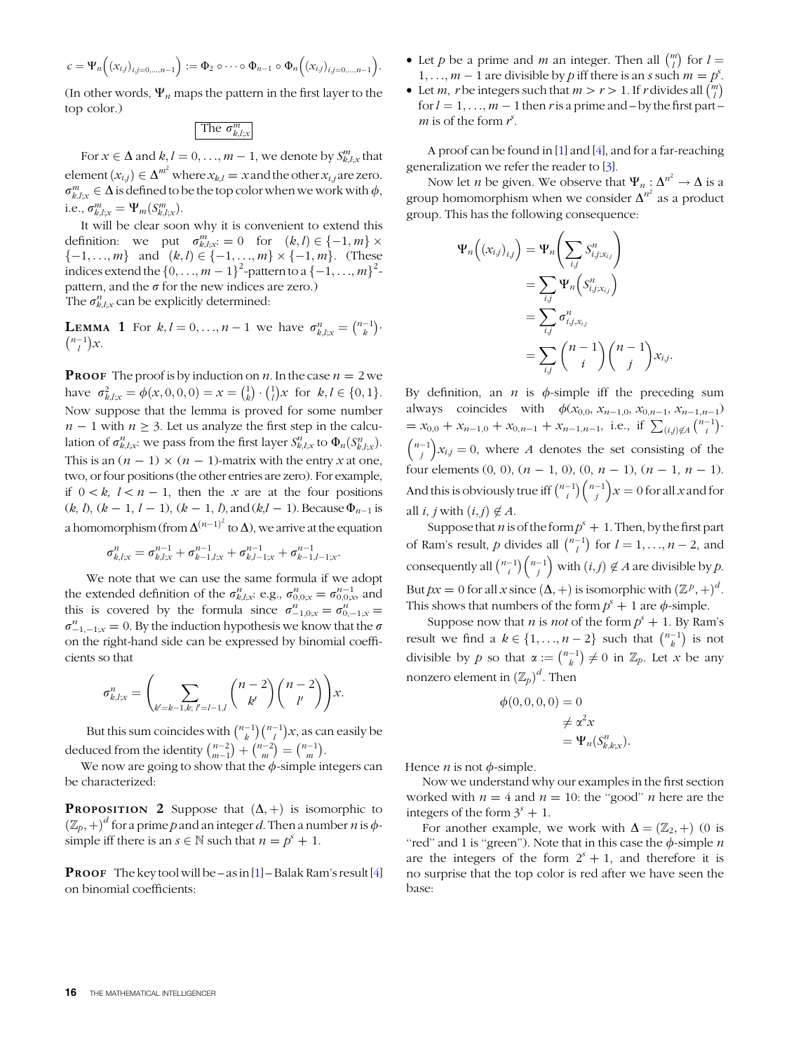$$c = \Psi_n\Big((x_{i,j})_{i,j=0,\dots,n-1}\Big) := \Phi_2 \circ \cdots \circ \Phi_{n-1} \circ \Phi_n\Big((x_{i,j})_{i,j=0,\dots,n-1}\Big).$$

(In other words, $\Psi_n$ maps the pattern in the first layer to the top color.)

### The $\sigma^m_{k,l;x}$

For $x \in \Delta$ and $k, l = 0, \dots, m-1$, we denote by $S^m_{k,l;x}$ that element $(x_{i,j}) \in \Delta^{m^2}$ where $x_{k,l} = x$ and the other $x_{i,j}$ are zero. $\sigma^m_{k,l;x} \in \Delta$ is defined to be the top color when we work with $\phi$, i.e., $\sigma^m_{k,l;x} = \Psi_m(S^m_{k,l;x})$.

It will be clear soon why it is convenient to extend this definition: we put $\sigma^m_{k,l;x} := 0$ for $(k,l) \in \{-1, m\} \times \{-1, \dots, m\}$ and $(k,l) \in \{-1, \dots, m\} \times \{-1, m\}$. (These indices extend the $\{0, \dots, m-1\}^2$-pattern to a $\{-1, \dots, m\}^2$-pattern, and the $\sigma$ for the new indices are zero.)

The $\sigma^n_{k,l;x}$ can be explicitly determined:

**Lemma 1** For $k, l = 0, \dots, n-1$ we have $\sigma^n_{k,l;x} = \binom{n-1}{k} \cdot \binom{n-1}{l} x$.

**Proof** The proof is by induction on $n$. In the case $n = 2$ we have $\sigma^2_{k,l;x} = \phi(x, 0, 0, 0) = x = \binom{1}{k} \cdot \binom{1}{l} x$ for $k, l \in \{0, 1\}$. Now suppose that the lemma is proved for some number $n-1$ with $n \geq 3$. Let us analyze the first step in the calculation of $\sigma^n_{k,l;x}$: we pass from the first layer $S^n_{k,l;x}$ to $\Phi_n(S^n_{k,l;x})$. This is an $(n-1) \times (n-1)$-matrix with the entry $x$ at one, two, or four positions (the other entries are zero). For example, if $0 < k, \ l < n-1$, then the $x$ are at the four positions $(k, l)$, $(k-1, l-1)$, $(k-1, l)$, and $(k, l-1)$. Because $\Phi_{n-1}$ is a homomorphism (from $\Delta^{(n-1)^2}$ to $\Delta$), we arrive at the equation

$$\sigma^n_{k,l;x} = \sigma^{n-1}_{k,l;x} + \sigma^{n-1}_{k-1,l;x} + \sigma^{n-1}_{k,l-1;x} + \sigma^{n-1}_{k-1,l-1;x}.$$

We note that we can use the same formula if we adopt the extended definition of the $\sigma^n_{k,l;x}$: e.g., $\sigma^n_{0,0;x} = \sigma^{n-1}_{0,0;x}$, and this is covered by the formula since $\sigma^n_{-1,0;x} = \sigma^n_{0,-1;x} = \sigma^n_{-1,-1;x} = 0$. By the induction hypothesis we know that the $\sigma$ on the right-hand side can be expressed by binomial coefficients so that

$$\sigma^n_{k,l;x} = \left( \sum_{k'=k-1,k;\ l'=l-1,l} \binom{n-2}{k'} \binom{n-2}{l'} \right) x.$$

But this sum coincides with $\binom{n-1}{k}\binom{n-1}{l} x$, as can easily be deduced from the identity $\binom{n-2}{m-1} + \binom{n-2}{m} = \binom{n-1}{m}$.

We now are going to show that the $\phi$-simple integers can be characterized:

**Proposition 2** Suppose that $(\Delta, +)$ is isomorphic to $(\mathbb{Z}_p, +)^d$ for a prime $p$ and an integer $d$. Then a number $n$ is $\phi$-simple iff there is an $s \in \mathbb{N}$ such that $n = p^s + 1$.

**Proof** The key tool will be – as in [1] – Balak Ram's result [4] on binomial coefficients:

- Let $p$ be a prime and $m$ an integer. Then all $\binom{m}{l}$ for $l = 1, \dots, m-1$ are divisible by $p$ iff there is an $s$ such $m = p^s$.
- Let $m, r$ be integers such that $m > r > 1$. If $r$ divides all $\binom{m}{l}$ for $l = 1, \dots, m-1$ then $r$ is a prime and – by the first part – $m$ is of the form $r^s$.

A proof can be found in [1] and [4], and for a far-reaching generalization we refer the reader to [3].

Now let $n$ be given. We observe that $\Psi_n : \Delta^{n^2} \to \Delta$ is a group homomorphism when we consider $\Delta^{n^2}$ as a product group. This has the following consequence:

$$\begin{aligned}
\Psi_n\Big((x_{i,j})_{i,j}\Big) &= \Psi_n\left(\sum_{i,j} S^n_{i,j;x_{i,j}}\right) \\
&= \sum_{i,j} \Psi_n\Big(S^n_{i,j;x_{i,j}}\Big) \\
&= \sum_{i,j} \sigma^n_{i,j,x_{i,j}} \\
&= \sum_{i,j} \binom{n-1}{i}\binom{n-1}{j} x_{i,j}.
\end{aligned}$$

By definition, an $n$ is $\phi$-simple iff the preceding sum always coincides with $\phi(x_{0,0}, x_{n-1,0}, x_{0,n-1}, x_{n-1,n-1})$ $= x_{0,0} + x_{n-1,0} + x_{0,n-1} + x_{n-1,n-1}$, i.e., if $\sum_{(i,j) \notin A} \binom{n-1}{i} \cdot \binom{n-1}{j} x_{i,j} = 0$, where $A$ denotes the set consisting of the four elements $(0, 0)$, $(n-1, 0)$, $(0, n-1)$, $(n-1, n-1)$. And this is obviously true iff $\binom{n-1}{i}\binom{n-1}{j} x = 0$ for all $x$ and for all $i, j$ with $(i, j) \notin A$.

Suppose that $n$ is of the form $p^s + 1$. Then, by the first part of Ram's result, $p$ divides all $\binom{n-1}{l}$ for $l = 1, \dots, n-2$, and consequently all $\binom{n-1}{i}\binom{n-1}{j}$ with $(i, j) \notin A$ are divisible by $p$. But $px = 0$ for all $x$ since $(\Delta, +)$ is isomorphic with $(\mathbb{Z}^p, +)^d$. This shows that numbers of the form $p^s + 1$ are $\phi$-simple.

Suppose now that $n$ is *not* of the form $p^s + 1$. By Ram's result we find a $k \in \{1, \dots, n-2\}$ such that $\binom{n-1}{k}$ is not divisible by $p$ so that $\alpha := \binom{n-1}{k} \neq 0$ in $\mathbb{Z}_p$. Let $x$ be any nonzero element in $(\mathbb{Z}_p)^d$. Then

$$\begin{aligned}
\phi(0, 0, 0, 0) &= 0 \\
&\neq \alpha^2 x \\
&= \Psi_n(S^n_{k,k;x}).
\end{aligned}$$

Hence $n$ is not $\phi$-simple.

Now we understand why our examples in the first section worked with $n = 4$ and $n = 10$: the "good" $n$ here are the integers of the form $3^s + 1$.

For another example, we work with $\Delta = (\mathbb{Z}_2, +)$ (0 is "red" and 1 is "green"). Note that in this case the $\phi$-simple $n$ are the integers of the form $2^s + 1$, and therefore it is no surprise that the top color is red after we have seen the base: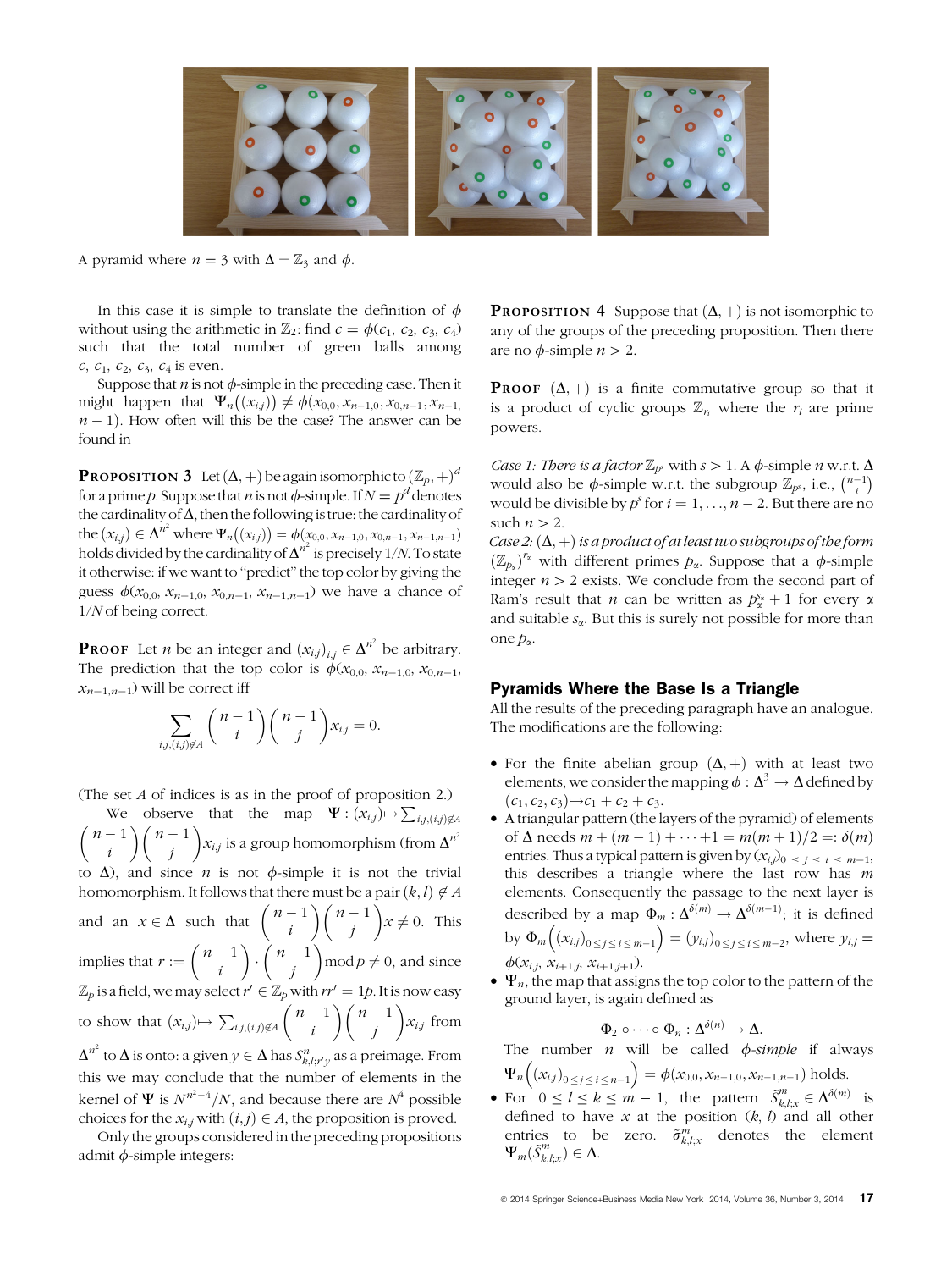A pyramid where $n = 3$ with $\Delta = \mathbb{Z}_3$ and $\phi$.

In this case it is simple to translate the definition of $\phi$ without using the arithmetic in $\mathbb{Z}_2$: find $c = \phi(c_1, c_2, c_3, c_4)$ such that the total number of green balls among $c, c_1, c_2, c_3, c_4$ is even.

Suppose that $n$ is not $\phi$-simple in the preceding case. Then it might happen that $\Psi_n\big((x_{ij})\big) \neq \phi(x_{0,0}, x_{n-1,0}, x_{0,n-1}, x_{n-1,n-1})$. How often will this be the case? The answer can be found in

**Proposition 3** Let $(\Delta, +)$ be again isomorphic to $(\mathbb{Z}_p, +)^d$ for a prime $p$. Suppose that $n$ is not $\phi$-simple. If $N = p^d$ denotes the cardinality of $\Delta$, then the following is true: the cardinality of the $(x_{ij}) \in \Delta^{n^2}$ where $\Psi_n((x_{ij})) = \phi(x_{0,0}, x_{n-1,0}, x_{0,n-1}, x_{n-1,n-1})$ holds divided by the cardinality of $\Delta^{n^2}$ is precisely $1/N$. To state it otherwise: if we want to "predict" the top color by giving the guess $\phi(x_{0,0}, x_{n-1,0}, x_{0,n-1}, x_{n-1,n-1})$ we have a chance of $1/N$ of being correct.

**Proof** Let $n$ be an integer and $(x_{ij})_{i,j} \in \Delta^{n^2}$ be arbitrary. The prediction that the top color is $\phi(x_{0,0}, x_{n-1,0}, x_{0,n-1}, x_{n-1,n-1})$ will be correct iff

$$\sum_{i,j,(i,j)\notin A} \binom{n-1}{i}\binom{n-1}{j} x_{ij} = 0.$$

(The set $A$ of indices is as in the proof of proposition 2.)

We observe that the map $\Psi : (x_{ij}) \mapsto \sum_{i,j,(i,j)\notin A} \binom{n-1}{i}\binom{n-1}{j} x_{ij}$ is a group homomorphism (from $\Delta^{n^2}$ to $\Delta$), and since $n$ is not $\phi$-simple it is not the trivial homomorphism. It follows that there must be a pair $(k, l) \notin A$ and an $x \in \Delta$ such that $\binom{n-1}{i}\binom{n-1}{j} x \neq 0$. This implies that $r := \binom{n-1}{i} \cdot \binom{n-1}{j} \bmod p \neq 0$, and since $\mathbb{Z}_p$ is a field, we may select $r' \in \mathbb{Z}_p$ with $rr' = 1p$. It is now easy to show that $(x_{ij}) \mapsto \sum_{i,j,(i,j)\notin A} \binom{n-1}{i}\binom{n-1}{j} x_{ij}$ from $\Delta^{n^2}$ to $\Delta$ is onto: a given $y \in \Delta$ has $S^n_{k,l;r'y}$ as a preimage. From this we may conclude that the number of elements in the kernel of $\Psi$ is $N^{n^2-4}/N$, and because there are $N^4$ possible choices for the $x_{ij}$ with $(i, j) \in A$, the proposition is proved.

Only the groups considered in the preceding propositions admit $\phi$-simple integers:

**Proposition 4** Suppose that $(\Delta, +)$ is not isomorphic to any of the groups of the preceding proposition. Then there are no $\phi$-simple $n > 2$.

**Proof** $(\Delta, +)$ is a finite commutative group so that it is a product of cyclic groups $\mathbb{Z}_{r_i}$ where the $r_i$ are prime powers.

*Case 1: There is a factor* $\mathbb{Z}_{p^s}$ with $s > 1$. A $\phi$-simple $n$ w.r.t. $\Delta$ would also be $\phi$-simple w.r.t. the subgroup $\mathbb{Z}_{p^s}$, i.e., $\binom{n-1}{i}$ would be divisible by $p^s$ for $i = 1, \ldots, n-2$. But there are no such $n > 2$.

*Case 2:* $(\Delta, +)$ *is a product of at least two subgroups of the form* $(\mathbb{Z}_{p_\alpha})^{r_\alpha}$ with different primes $p_\alpha$. Suppose that a $\phi$-simple integer $n > 2$ exists. We conclude from the second part of Ram's result that $n$ can be written as $p_\alpha^{s_\alpha} + 1$ for every $\alpha$ and suitable $s_\alpha$. But this is surely not possible for more than one $p_\alpha$.

## Pyramids Where the Base Is a Triangle

All the results of the preceding paragraph have an analogue. The modifications are the following:

- For the finite abelian group $(\Delta, +)$ with at least two elements, we consider the mapping $\phi : \Delta^3 \to \Delta$ defined by $(c_1, c_2, c_3) \mapsto c_1 + c_2 + c_3$.
- A triangular pattern (the layers of the pyramid) of elements of $\Delta$ needs $m + (m-1) + \cdots + 1 = m(m+1)/2 =: \delta(m)$ entries. Thus a typical pattern is given by $(x_{ij})_{0 \le j \le i \le m-1}$; this describes a triangle where the last row has $m$ elements. Consequently the passage to the next layer is described by a map $\Phi_m : \Delta^{\delta(m)} \to \Delta^{\delta(m-1)}$; it is defined by $\Phi_m\big((x_{ij})_{0 \le j \le i \le m-1}\big) = (y_{ij})_{0 \le j \le i \le m-2}$, where $y_{ij} = \phi(x_{ij}, x_{i+1,j}, x_{i+1,j+1})$.
- $\Psi_n$, the map that assigns the top color to the pattern of the ground layer, is again defined as

$$\Phi_2 \circ \cdots \circ \Phi_n : \Delta^{\delta(n)} \to \Delta.$$

The number $n$ will be called *$\phi$-simple* if always $\Psi_n\big((x_{ij})_{0 \le j \le i \le n-1}\big) = \phi(x_{0,0}, x_{n-1,0}, x_{n-1,n-1})$ holds.

- For $0 \le l \le k \le m-1$, the pattern $\tilde{S}^m_{k,l;x} \in \Delta^{\delta(m)}$ is defined to have $x$ at the position $(k, l)$ and all other entries to be zero. $\tilde{\sigma}^m_{k,l;x}$ denotes the element $\Psi_m(\tilde{S}^m_{k,l;x}) \in \Delta$.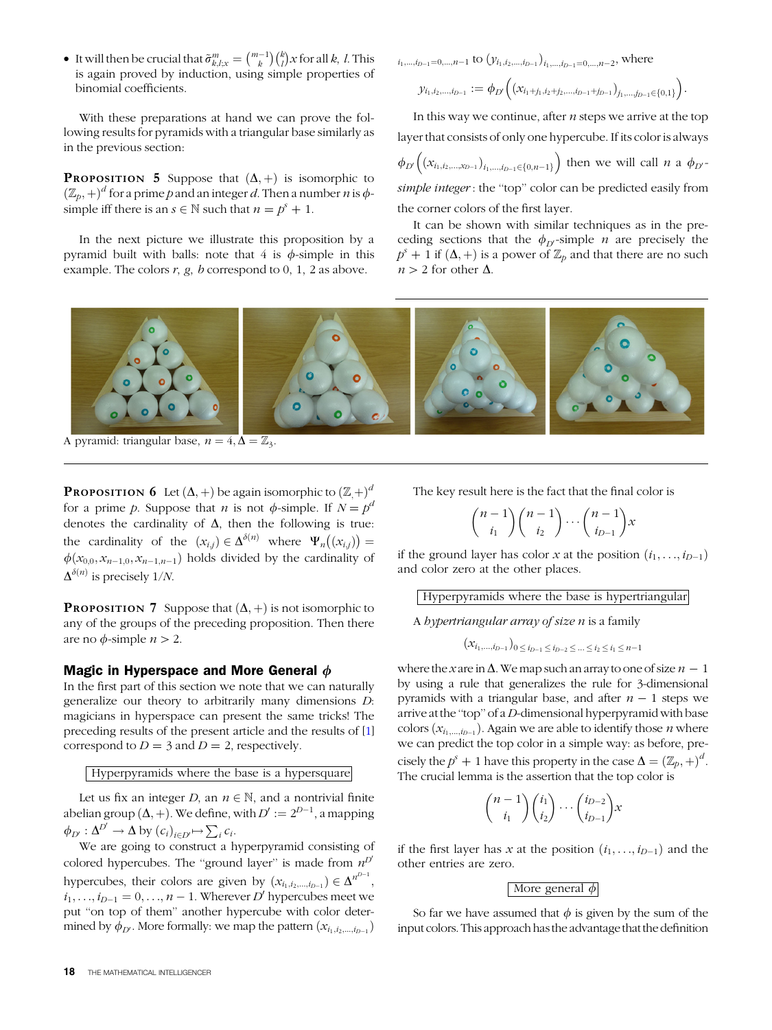- It will then be crucial that $\tilde{\sigma}^m_{k,l;x} = \binom{m-1}{k}\binom{k}{l}x$ for all $k$, $l$. This is again proved by induction, using simple properties of binomial coefficients.

With these preparations at hand we can prove the following results for pyramids with a triangular base similarly as in the previous section:

**PROPOSITION 5** Suppose that $(\Delta, +)$ is isomorphic to $(\mathbb{Z}_p, +)^d$ for a prime $p$ and an integer $d$. Then a number $n$ is $\phi$-simple iff there is an $s \in \mathbb{N}$ such that $n = p^s + 1$.

In the next picture we illustrate this proposition by a pyramid built with balls: note that 4 is $\phi$-simple in this example. The colors $r$, $g$, $b$ correspond to 0, 1, 2 as above.

$_{i_1,\ldots,i_{D-1}=0,\ldots,n-1}$ to $(y_{i_1,i_2,\ldots,i_{D-1}})_{i_1,\ldots,i_{D-1}=0,\ldots,n-2}$, where

$$y_{i_1,i_2,\ldots,i_{D-1}} := \phi_{D'}\left(\left(x_{i_1+j_1,i_2+j_2,\ldots,i_{D-1}+j_{D-1}}\right)_{j_1,\ldots,j_{D-1}\in\{0,1\}}\right).$$

In this way we continue, after $n$ steps we arrive at the top layer that consists of only one hypercube. If its color is always $\phi_{D'}\left(\left(x_{i_1,i_2,\ldots,x_{D-1}}\right)_{i_1,\ldots,i_{D-1}\in\{0,n-1\}}\right)$ then we will call $n$ a $\phi_{D'}$-*simple integer*: the "top" color can be predicted easily from the corner colors of the first layer.

It can be shown with similar techniques as in the preceding sections that the $\phi_{D'}$-simple $n$ are precisely the $p^s + 1$ if $(\Delta, +)$ is a power of $\mathbb{Z}_p$ and that there are no such $n > 2$ for other $\Delta$.

A pyramid: triangular base, $n = 4, \Delta = \mathbb{Z}_3$.

**PROPOSITION 6** Let $(\Delta, +)$ be again isomorphic to $(\mathbb{Z}, +)^d$ for a prime $p$. Suppose that $n$ is not $\phi$-simple. If $N = p^d$ denotes the cardinality of $\Delta$, then the following is true: the cardinality of the $(x_{i,j}) \in \Delta^{\delta(n)}$ where $\Psi_n((x_{i,j})) = \phi(x_{0,0}, x_{n-1,0}, x_{n-1,n-1})$ holds divided by the cardinality of $\Delta^{\delta(n)}$ is precisely $1/N$.

**PROPOSITION 7** Suppose that $(\Delta, +)$ is not isomorphic to any of the groups of the preceding proposition. Then there are no $\phi$-simple $n > 2$.

## Magic in Hyperspace and More General $\phi$

In the first part of this section we note that we can naturally generalize our theory to arbitrarily many dimensions $D$: magicians in hyperspace can present the same tricks! The preceding results of the present article and the results of [1] correspond to $D = 3$ and $D = 2$, respectively.

### Hyperpyramids where the base is a hypersquare

Let us fix an integer $D$, an $n \in \mathbb{N}$, and a nontrivial finite abelian group $(\Delta, +)$. We define, with $D' := 2^{D-1}$, a mapping $\phi_{D'} : \Delta^{D'} \to \Delta$ by $(c_i)_{i\in D'} \mapsto \sum_i c_i$.

We are going to construct a hyperpyramid consisting of colored hypercubes. The "ground layer" is made from $n^{D'}$ hypercubes, their colors are given by $(x_{i_1,i_2,\ldots,i_{D-1}}) \in \Delta^{n^{D-1}}$, $i_1, \ldots, i_{D-1} = 0, \ldots, n-1$. Wherever $D'$ hypercubes meet we put "on top of them" another hypercube with color determined by $\phi_{D'}$. More formally: we map the pattern $(x_{i_1,i_2,\ldots,i_{D-1}})$

The key result here is the fact that the final color is

$$\binom{n-1}{i_1}\binom{n-1}{i_2}\cdots\binom{n-1}{i_{D-1}}x$$

if the ground layer has color $x$ at the position $(i_1, \ldots, i_{D-1})$ and color zero at the other places.

### Hyperpyramids where the base is hypertriangular

A *hypertriangular array of size* $n$ is a family

$$(x_{i_1,\ldots,i_{D-1}})_{0\le i_{D-1}\le i_{D-2}\le\ldots\le i_2\le i_1\le n-1}$$

where the $x$ are in $\Delta$. We map such an array to one of size $n - 1$ by using a rule that generalizes the rule for 3-dimensional pyramids with a triangular base, and after $n - 1$ steps we arrive at the "top" of a $D$-dimensional hyperpyramid with base colors $(x_{i_1,\ldots,i_{D-1}})$. Again we are able to identify those $n$ where we can predict the top color in a simple way: as before, precisely the $p^s + 1$ have this property in the case $\Delta = (\mathbb{Z}_p, +)^d$. The crucial lemma is the assertion that the top color is

$$\binom{n-1}{i_1}\binom{i_1}{i_2}\cdots\binom{i_{D-2}}{i_{D-1}}x$$

if the first layer has $x$ at the position $(i_1, \ldots, i_{D-1})$ and the other entries are zero.

### More general $\phi$

So far we have assumed that $\phi$ is given by the sum of the input colors. This approach has the advantage that the definition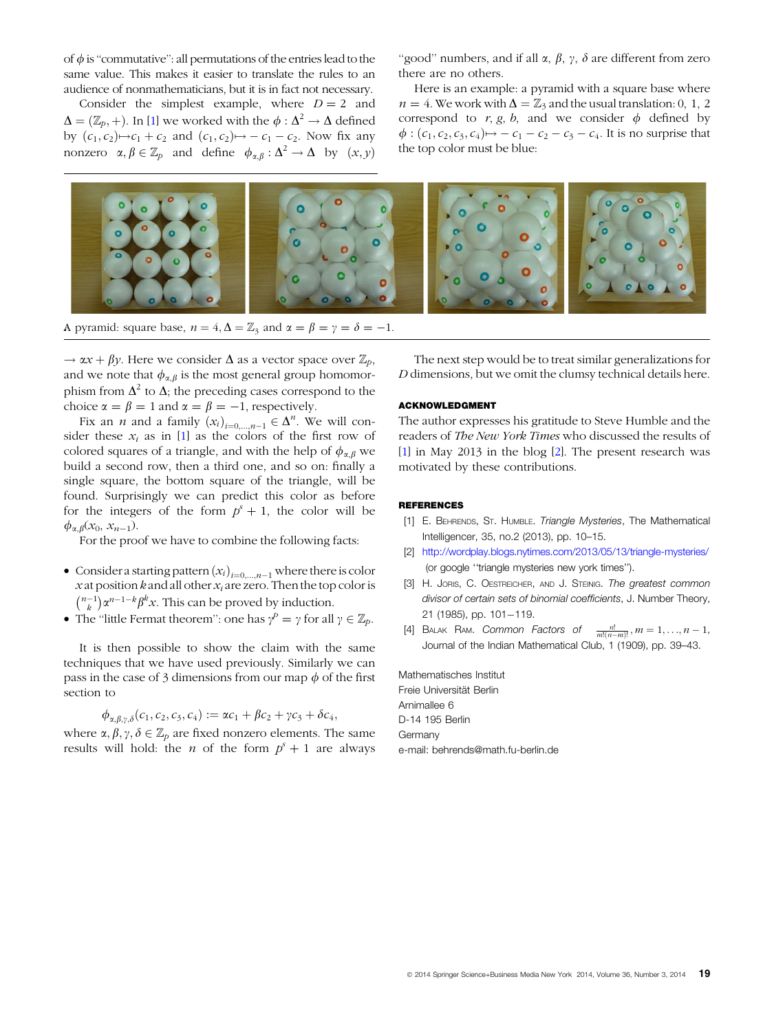of $\phi$ is "commutative": all permutations of the entries lead to the same value. This makes it easier to translate the rules to an audience of nonmathematicians, but it is in fact not necessary.

Consider the simplest example, where $D = 2$ and $\Delta = (\mathbb{Z}_p, +)$. In [1] we worked with the $\phi : \Delta^2 \to \Delta$ defined by $(c_1, c_2) \mapsto c_1 + c_2$ and $(c_1, c_2) \mapsto -c_1 - c_2$. Now fix any nonzero $\alpha, \beta \in \mathbb{Z}_p$ and define $\phi_{\alpha,\beta} : \Delta^2 \to \Delta$ by $(x, y) \to \alpha x + \beta y$. Here we consider $\Delta$ as a vector space over $\mathbb{Z}_p$, and we note that $\phi_{\alpha,\beta}$ is the most general group homomorphism from $\Delta^2$ to $\Delta$; the preceding cases correspond to the choice $\alpha = \beta = 1$ and $\alpha = \beta = -1$, respectively.

Fix an $n$ and a family $(x_i)_{i=0,\ldots,n-1} \in \Delta^n$. We will consider these $x_i$ as in [1] as the colors of the first row of colored squares of a triangle, and with the help of $\phi_{\alpha,\beta}$ we build a second row, then a third one, and so on: finally a single square, the bottom square of the triangle, will be found. Surprisingly we can predict this color as before for the integers of the form $p^s + 1$, the color will be $\phi_{\alpha,\beta}(x_0, x_{n-1})$.

For the proof we have to combine the following facts:

- Consider a starting pattern $(x_i)_{i=0,\ldots,n-1}$ where there is color $x$ at position $k$ and all other $x_i$ are zero. Then the top color is $\binom{n-1}{k}\alpha^{n-1-k}\beta^k x$. This can be proved by induction.
- The "little Fermat theorem": one has $\gamma^p = \gamma$ for all $\gamma \in \mathbb{Z}_p$.

It is then possible to show the claim with the same techniques that we have used previously. Similarly we can pass in the case of 3 dimensions from our map $\phi$ of the first section to

$$\phi_{\alpha,\beta,\gamma,\delta}(c_1, c_2, c_3, c_4) := \alpha c_1 + \beta c_2 + \gamma c_3 + \delta c_4,$$

where $\alpha, \beta, \gamma, \delta \in \mathbb{Z}_p$ are fixed nonzero elements. The same results will hold: the $n$ of the form $p^s + 1$ are always "good" numbers, and if all $\alpha$, $\beta$, $\gamma$, $\delta$ are different from zero there are no others.

Here is an example: a pyramid with a square base where $n = 4$. We work with $\Delta = \mathbb{Z}_3$ and the usual translation: 0, 1, 2 correspond to $r$, $g$, $b$, and we consider $\phi$ defined by $\phi : (c_1, c_2, c_3, c_4) \mapsto -c_1 - c_2 - c_3 - c_4$. It is no surprise that the top color must be blue:

A pyramid: square base, $n = 4, \Delta = \mathbb{Z}_3$ and $\alpha = \beta = \gamma = \delta = -1$.

The next step would be to treat similar generalizations for $D$ dimensions, but we omit the clumsy technical details here.

## ACKNOWLEDGMENT

The author expresses his gratitude to Steve Humble and the readers of *The New York Times* who discussed the results of [1] in May 2013 in the blog [2]. The present research was motivated by these contributions.

## REFERENCES

[1] E. Behrends, St. Humble. *Triangle Mysteries*, The Mathematical Intelligencer, 35, no.2 (2013), pp. 10–15.

[2] http://wordplay.blogs.nytimes.com/2013/05/13/triangle-mysteries/ (or google "triangle mysteries new york times").

[3] H. Joris, C. Oestreicher, and J. Steinig. *The greatest common divisor of certain sets of binomial coefficients*, J. Number Theory, 21 (1985), pp. 101–119.

[4] Balak Ram. *Common Factors of* $\frac{n!}{m!(n-m)!}$, $m = 1, \ldots, n-1$, Journal of the Indian Mathematical Club, 1 (1909), pp. 39–43.

Mathematisches Institut
Freie Universität Berlin
Arnimallee 6
D-14 195 Berlin
Germany
e-mail: behrends@math.fu-berlin.de